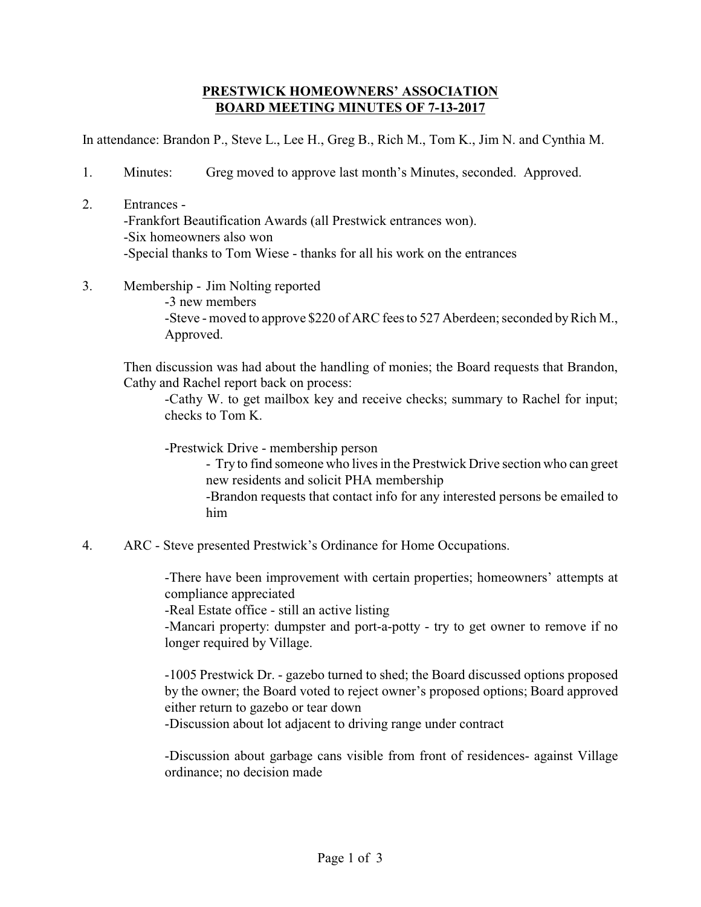# PRESTWICK HOMEOWNERS' ASSOCIATION
## BOARD MEETING MINUTES OF 7-13-2017

In attendance: Brandon P., Steve L., Lee H., Greg B., Rich M., Tom K., Jim N. and Cynthia M.

1. Minutes: Greg moved to approve last month's Minutes, seconded. Approved.

2. Entrances -
   - -Frankfort Beautification Awards (all Prestwick entrances won).
   - -Six homeowners also won
   - -Special thanks to Tom Wiese - thanks for all his work on the entrances

3. Membership - Jim Nolting reported
   - -3 new members
   - -Steve - moved to approve $220 of ARC fees to 527 Aberdeen; seconded by Rich M., Approved.

   Then discussion was had about the handling of monies; the Board requests that Brandon, Cathy and Rachel report back on process:

   - -Cathy W. to get mailbox key and receive checks; summary to Rachel for input; checks to Tom K.

   - -Prestwick Drive - membership person
     - - Try to find someone who lives in the Prestwick Drive section who can greet new residents and solicit PHA membership
     - -Brandon requests that contact info for any interested persons be emailed to him

4. ARC - Steve presented Prestwick's Ordinance for Home Occupations.

   - -There have been improvement with certain properties; homeowners' attempts at compliance appreciated
   - -Real Estate office - still an active listing
   - -Mancari property: dumpster and port-a-potty - try to get owner to remove if no longer required by Village.

   - -1005 Prestwick Dr. - gazebo turned to shed; the Board discussed options proposed by the owner; the Board voted to reject owner's proposed options; Board approved either return to gazebo or tear down
   - -Discussion about lot adjacent to driving range under contract

   - -Discussion about garbage cans visible from front of residences- against Village ordinance; no decision made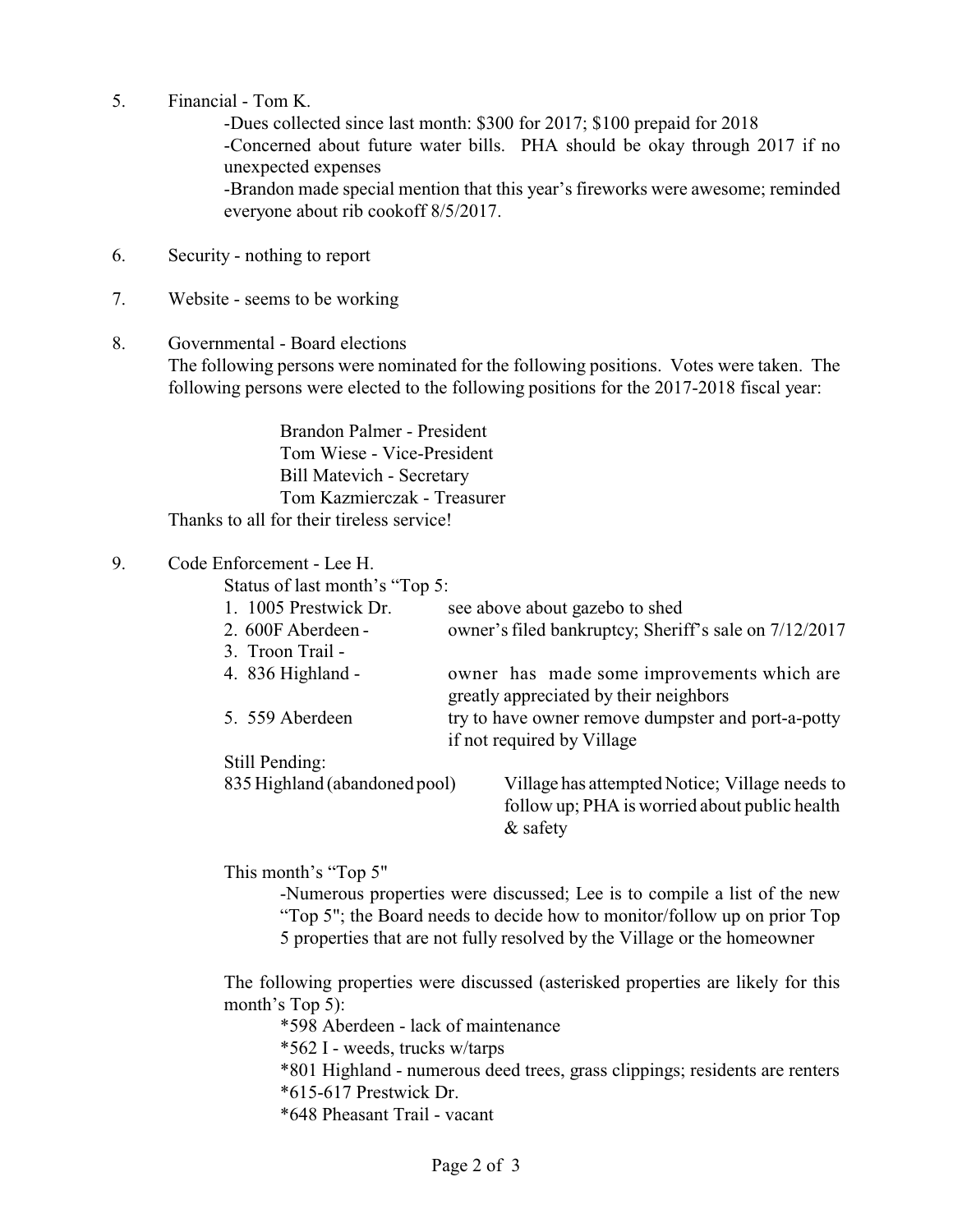5. Financial - Tom K.

   -Dues collected since last month: $300 for 2017; $100 prepaid for 2018

   -Concerned about future water bills. PHA should be okay through 2017 if no unexpected expenses

   -Brandon made special mention that this year's fireworks were awesome; reminded everyone about rib cookoff 8/5/2017.

6. Security - nothing to report

7. Website - seems to be working

8. Governmental - Board elections

   The following persons were nominated for the following positions. Votes were taken. The following persons were elected to the following positions for the 2017-2018 fiscal year:

   Brandon Palmer - President
   Tom Wiese - Vice-President
   Bill Matevich - Secretary
   Tom Kazmierczak - Treasurer

   Thanks to all for their tireless service!

9. Code Enforcement - Lee H.

   Status of last month's "Top 5:

   | | |
   |---|---|
   | 1. 1005 Prestwick Dr. | see above about gazebo to shed |
   | 2. 600F Aberdeen - | owner's filed bankruptcy; Sheriff's sale on 7/12/2017 |
   | 3. Troon Trail - | |
   | 4. 836 Highland - | owner has made some improvements which are greatly appreciated by their neighbors |
   | 5. 559 Aberdeen | try to have owner remove dumpster and port-a-potty if not required by Village |

   Still Pending:

   | | |
   |---|---|
   | 835 Highland (abandoned pool) | Village has attempted Notice; Village needs to follow up; PHA is worried about public health & safety |

   This month's "Top 5"

   -Numerous properties were discussed; Lee is to compile a list of the new "Top 5"; the Board needs to decide how to monitor/follow up on prior Top 5 properties that are not fully resolved by the Village or the homeowner

   The following properties were discussed (asterisked properties are likely for this month's Top 5):

   *598 Aberdeen - lack of maintenance
   *562 I - weeds, trucks w/tarps
   *801 Highland - numerous deed trees, grass clippings; residents are renters
   *615-617 Prestwick Dr.
   *648 Pheasant Trail - vacant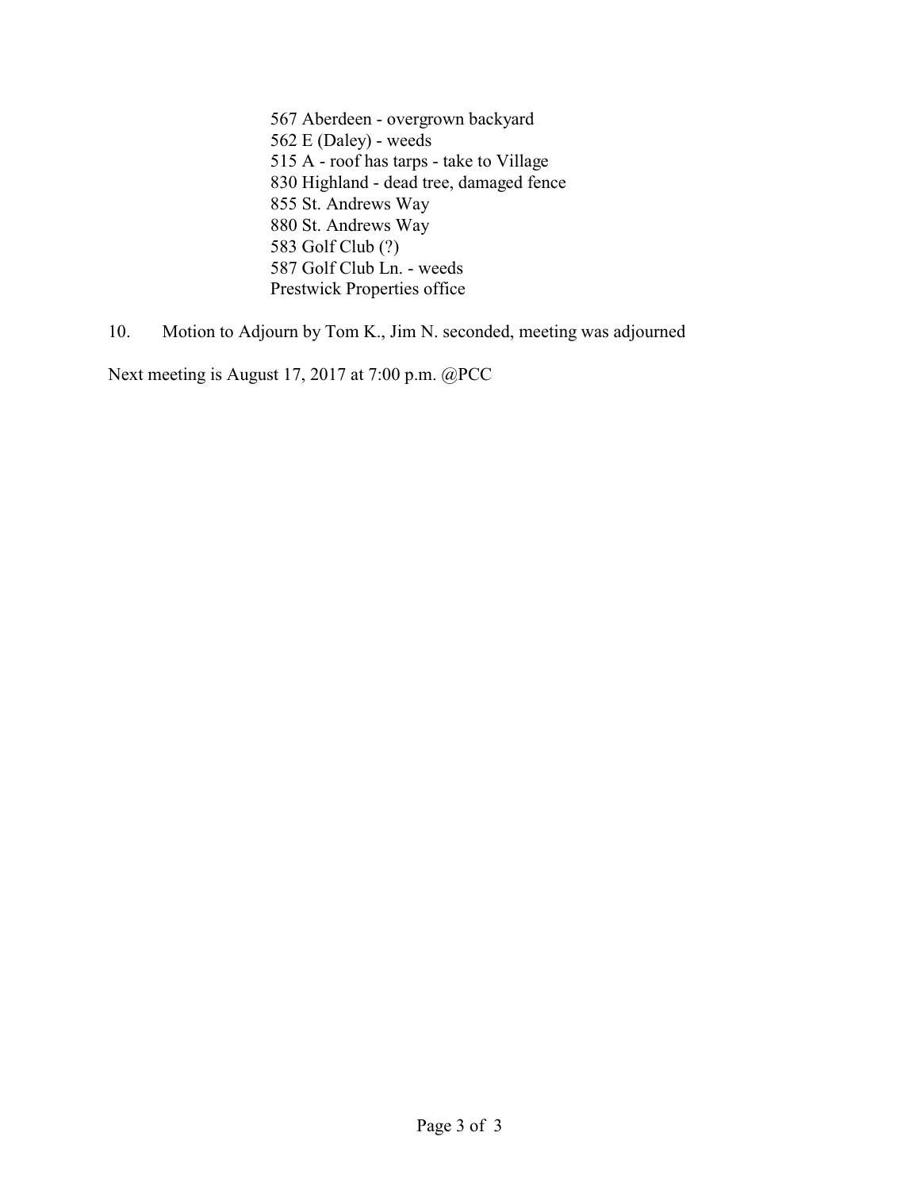567 Aberdeen - overgrown backyard
562 E (Daley) - weeds
515 A - roof has tarps - take to Village
830 Highland - dead tree, damaged fence
855 St. Andrews Way
880 St. Andrews Way
583 Golf Club (?)
587 Golf Club Ln. - weeds
Prestwick Properties office

10. Motion to Adjourn by Tom K., Jim N. seconded, meeting was adjourned

Next meeting is August 17, 2017 at 7:00 p.m. @PCC